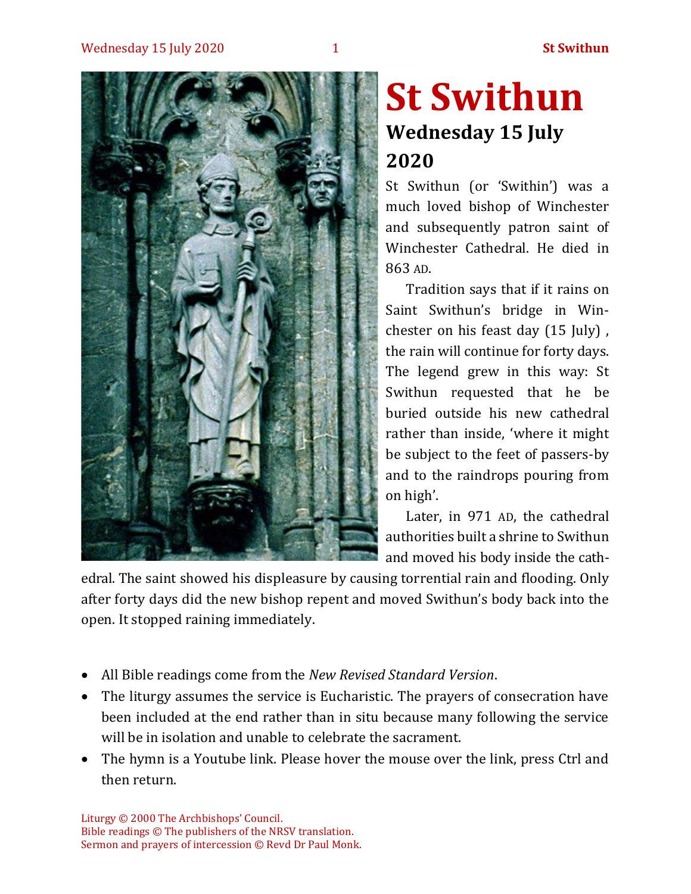# St Swithun

## Wednesday 15 July 2020

St Swithun (or 'Swithin') was a much loved bishop of Winchester and subsequently patron saint of Winchester Cathedral. He died in 863 AD.

Tradition says that if it rains on Saint Swithun's bridge in Winchester on his feast day (15 July) , the rain will continue for forty days. The legend grew in this way: St Swithun requested that he be buried outside his new cathedral rather than inside, 'where it might be subject to the feet of passers-by and to the raindrops pouring from on high'.

Later, in 971 AD, the cathedral authorities built a shrine to Swithun and moved his body inside the cathedral. The saint showed his displeasure by causing torrential rain and flooding. Only after forty days did the new bishop repent and moved Swithun's body back into the open. It stopped raining immediately.

- All Bible readings come from the *New Revised Standard Version*.
- The liturgy assumes the service is Eucharistic. The prayers of consecration have been included at the end rather than in situ because many following the service will be in isolation and unable to celebrate the sacrament.
- The hymn is a Youtube link. Please hover the mouse over the link, press Ctrl and then return.

Liturgy © 2000 The Archbishops' Council.
Bible readings © The publishers of the NRSV translation.
Sermon and prayers of intercession © Revd Dr Paul Monk.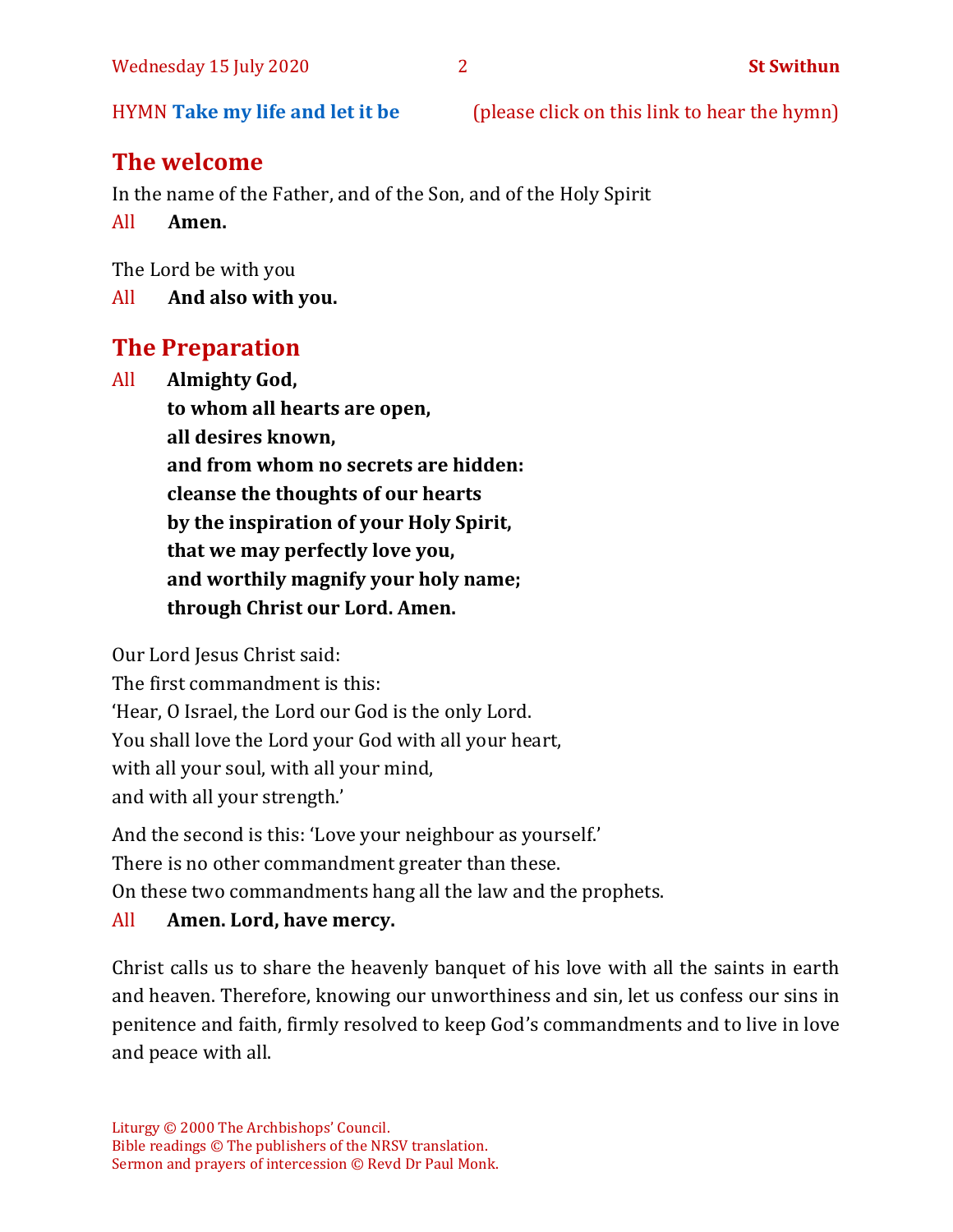HYMN **Take my life and let it be** (please click on this link to hear the hymn)

## The welcome

In the name of the Father, and of the Son, and of the Holy Spirit

All **Amen.**

The Lord be with you

All **And also with you.**

## The Preparation

All **Almighty God,**
**to whom all hearts are open,**
**all desires known,**
**and from whom no secrets are hidden:**
**cleanse the thoughts of our hearts**
**by the inspiration of your Holy Spirit,**
**that we may perfectly love you,**
**and worthily magnify your holy name;**
**through Christ our Lord. Amen.**

Our Lord Jesus Christ said:
The first commandment is this:
'Hear, O Israel, the Lord our God is the only Lord.
You shall love the Lord your God with all your heart,
with all your soul, with all your mind,
and with all your strength.'

And the second is this: 'Love your neighbour as yourself.'
There is no other commandment greater than these.
On these two commandments hang all the law and the prophets.

All **Amen. Lord, have mercy.**

Christ calls us to share the heavenly banquet of his love with all the saints in earth and heaven. Therefore, knowing our unworthiness and sin, let us confess our sins in penitence and faith, firmly resolved to keep God's commandments and to live in love and peace with all.

Liturgy © 2000 The Archbishops' Council.
Bible readings © The publishers of the NRSV translation.
Sermon and prayers of intercession © Revd Dr Paul Monk.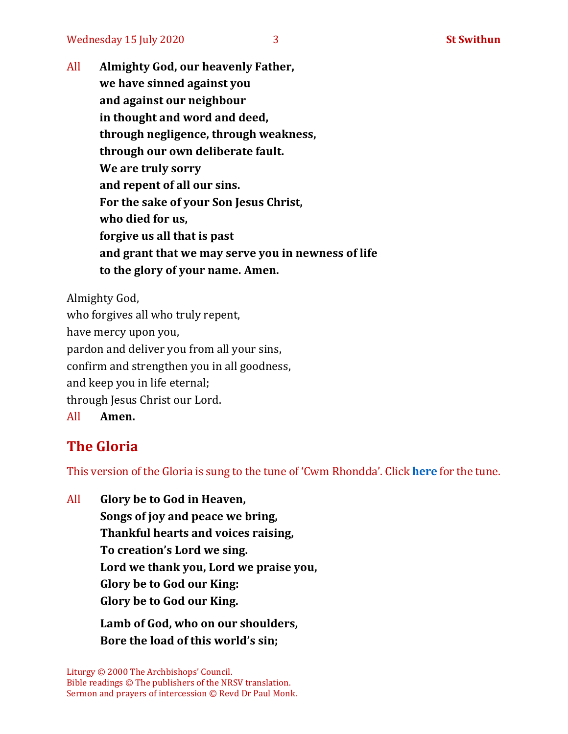All **Almighty God, our heavenly Father,**
**we have sinned against you**
**and against our neighbour**
**in thought and word and deed,**
**through negligence, through weakness,**
**through our own deliberate fault.**
**We are truly sorry**
**and repent of all our sins.**
**For the sake of your Son Jesus Christ,**
**who died for us,**
**forgive us all that is past**
**and grant that we may serve you in newness of life**
**to the glory of your name. Amen.**

Almighty God,
who forgives all who truly repent,
have mercy upon you,
pardon and deliver you from all your sins,
confirm and strengthen you in all goodness,
and keep you in life eternal;
through Jesus Christ our Lord.

All **Amen.**

## The Gloria

This version of the Gloria is sung to the tune of 'Cwm Rhondda'. Click **here** for the tune.

All **Glory be to God in Heaven,**
**Songs of joy and peace we bring,**
**Thankful hearts and voices raising,**
**To creation's Lord we sing.**
**Lord we thank you, Lord we praise you,**
**Glory be to God our King:**
**Glory be to God our King.**

**Lamb of God, who on our shoulders,**
**Bore the load of this world's sin;**

Liturgy © 2000 The Archbishops' Council.
Bible readings © The publishers of the NRSV translation.
Sermon and prayers of intercession © Revd Dr Paul Monk.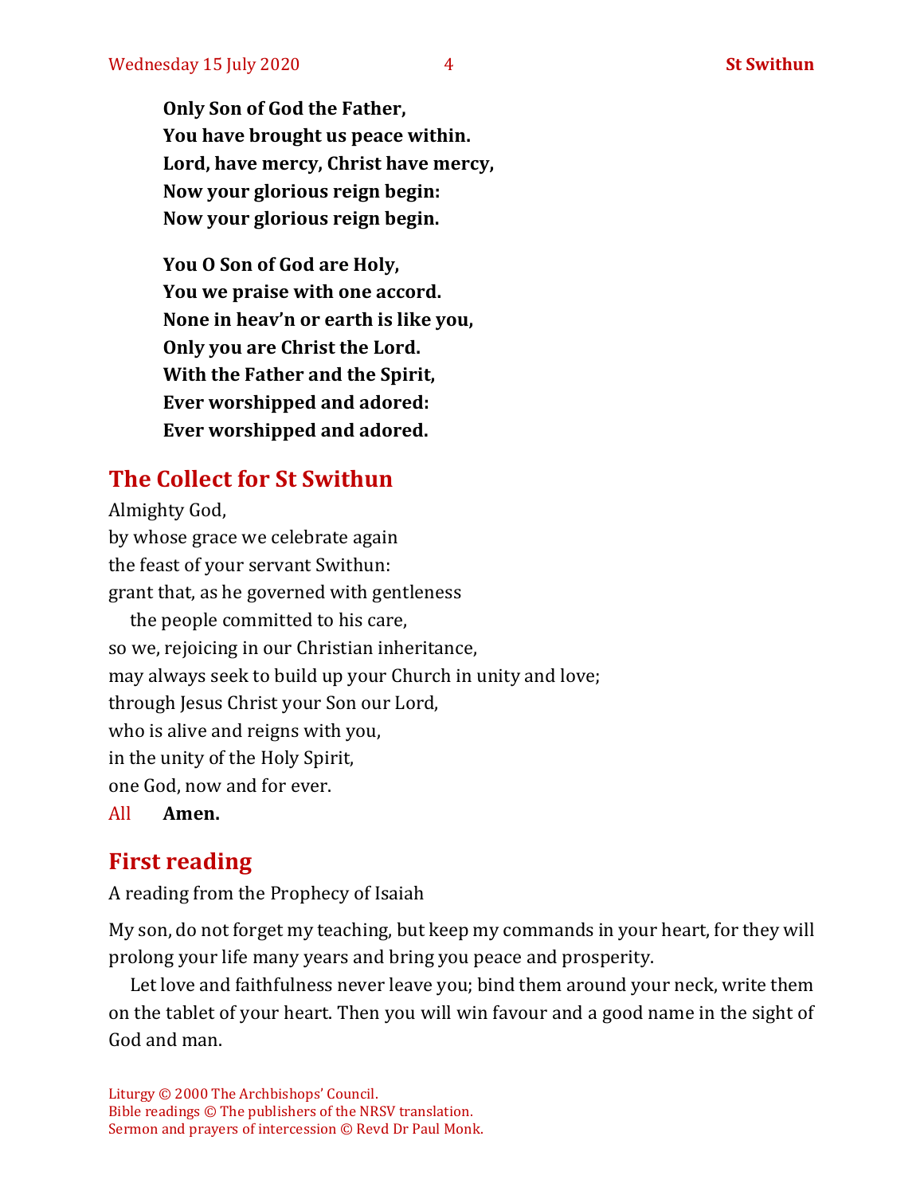**Only Son of God the Father,**
**You have brought us peace within.**
**Lord, have mercy, Christ have mercy,**
**Now your glorious reign begin:**
**Now your glorious reign begin.**

**You O Son of God are Holy,**
**You we praise with one accord.**
**None in heav'n or earth is like you,**
**Only you are Christ the Lord.**
**With the Father and the Spirit,**
**Ever worshipped and adored:**
**Ever worshipped and adored.**

## The Collect for St Swithun

Almighty God,
by whose grace we celebrate again
the feast of your servant Swithun:
grant that, as he governed with gentleness
the people committed to his care,
so we, rejoicing in our Christian inheritance,
may always seek to build up your Church in unity and love;
through Jesus Christ your Son our Lord,
who is alive and reigns with you,
in the unity of the Holy Spirit,
one God, now and for ever.

All **Amen.**

## First reading

A reading from the Prophecy of Isaiah

My son, do not forget my teaching, but keep my commands in your heart, for they will prolong your life many years and bring you peace and prosperity.

Let love and faithfulness never leave you; bind them around your neck, write them on the tablet of your heart. Then you will win favour and a good name in the sight of God and man.

Liturgy © 2000 The Archbishops' Council.
Bible readings © The publishers of the NRSV translation.
Sermon and prayers of intercession © Revd Dr Paul Monk.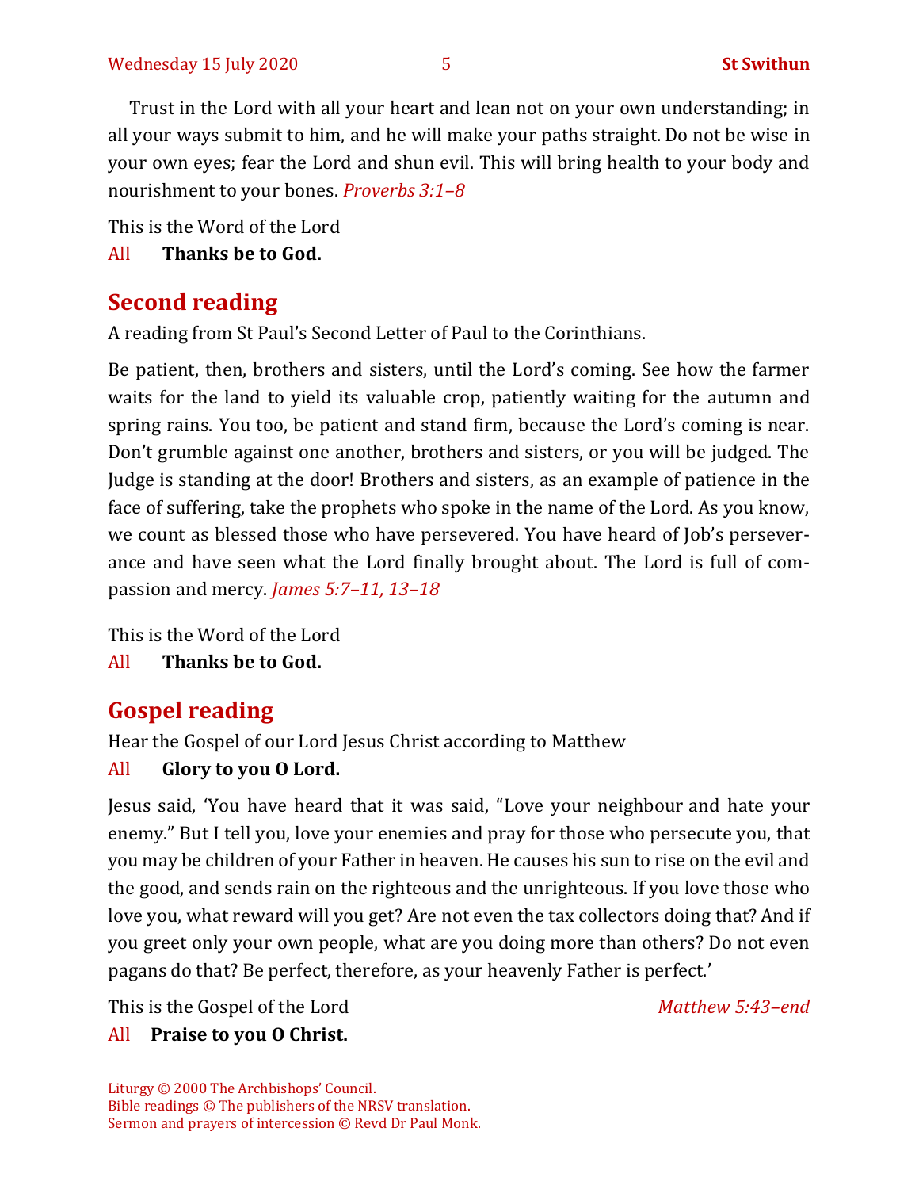Trust in the Lord with all your heart and lean not on your own understanding; in all your ways submit to him, and he will make your paths straight. Do not be wise in your own eyes; fear the Lord and shun evil. This will bring health to your body and nourishment to your bones. *Proverbs 3:1–8*

This is the Word of the Lord

All **Thanks be to God.**

## Second reading

A reading from St Paul's Second Letter of Paul to the Corinthians.

Be patient, then, brothers and sisters, until the Lord's coming. See how the farmer waits for the land to yield its valuable crop, patiently waiting for the autumn and spring rains. You too, be patient and stand firm, because the Lord's coming is near. Don't grumble against one another, brothers and sisters, or you will be judged. The Judge is standing at the door! Brothers and sisters, as an example of patience in the face of suffering, take the prophets who spoke in the name of the Lord. As you know, we count as blessed those who have persevered. You have heard of Job's perseverance and have seen what the Lord finally brought about. The Lord is full of compassion and mercy. *James 5:7–11, 13–18*

This is the Word of the Lord

All **Thanks be to God.**

## Gospel reading

Hear the Gospel of our Lord Jesus Christ according to Matthew

All **Glory to you O Lord.**

Jesus said, 'You have heard that it was said, "Love your neighbour and hate your enemy." But I tell you, love your enemies and pray for those who persecute you, that you may be children of your Father in heaven. He causes his sun to rise on the evil and the good, and sends rain on the righteous and the unrighteous. If you love those who love you, what reward will you get? Are not even the tax collectors doing that? And if you greet only your own people, what are you doing more than others? Do not even pagans do that? Be perfect, therefore, as your heavenly Father is perfect.'

This is the Gospel of the Lord *Matthew 5:43–end*

All **Praise to you O Christ.**

Liturgy © 2000 The Archbishops' Council.
Bible readings © The publishers of the NRSV translation.
Sermon and prayers of intercession © Revd Dr Paul Monk.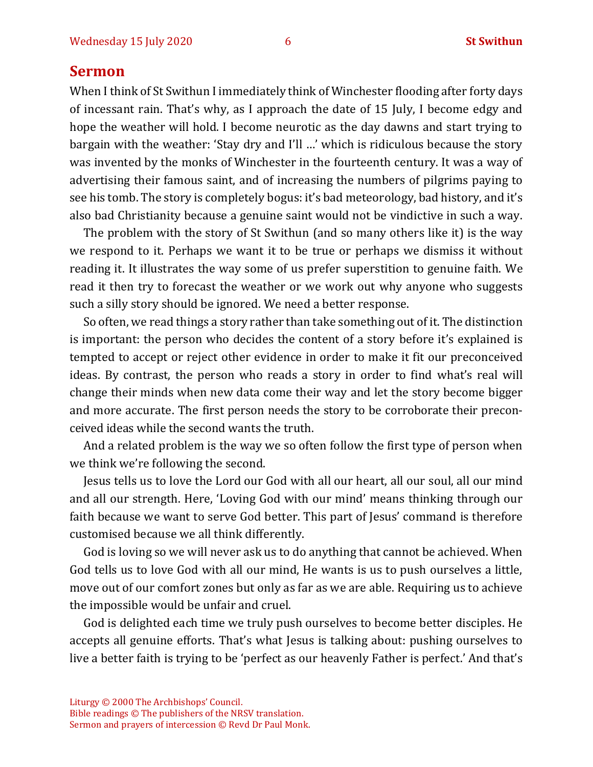## Sermon

When I think of St Swithun I immediately think of Winchester flooding after forty days of incessant rain. That's why, as I approach the date of 15 July, I become edgy and hope the weather will hold. I become neurotic as the day dawns and start trying to bargain with the weather: 'Stay dry and I'll …' which is ridiculous because the story was invented by the monks of Winchester in the fourteenth century. It was a way of advertising their famous saint, and of increasing the numbers of pilgrims paying to see his tomb. The story is completely bogus: it's bad meteorology, bad history, and it's also bad Christianity because a genuine saint would not be vindictive in such a way.

The problem with the story of St Swithun (and so many others like it) is the way we respond to it. Perhaps we want it to be true or perhaps we dismiss it without reading it. It illustrates the way some of us prefer superstition to genuine faith. We read it then try to forecast the weather or we work out why anyone who suggests such a silly story should be ignored. We need a better response.

So often, we read things a story rather than take something out of it. The distinction is important: the person who decides the content of a story before it's explained is tempted to accept or reject other evidence in order to make it fit our preconceived ideas. By contrast, the person who reads a story in order to find what's real will change their minds when new data come their way and let the story become bigger and more accurate. The first person needs the story to be corroborate their preconceived ideas while the second wants the truth.

And a related problem is the way we so often follow the first type of person when we think we're following the second.

Jesus tells us to love the Lord our God with all our heart, all our soul, all our mind and all our strength. Here, 'Loving God with our mind' means thinking through our faith because we want to serve God better. This part of Jesus' command is therefore customised because we all think differently.

God is loving so we will never ask us to do anything that cannot be achieved. When God tells us to love God with all our mind, He wants is us to push ourselves a little, move out of our comfort zones but only as far as we are able. Requiring us to achieve the impossible would be unfair and cruel.

God is delighted each time we truly push ourselves to become better disciples. He accepts all genuine efforts. That's what Jesus is talking about: pushing ourselves to live a better faith is trying to be 'perfect as our heavenly Father is perfect.' And that's

Liturgy © 2000 The Archbishops' Council.
Bible readings © The publishers of the NRSV translation.
Sermon and prayers of intercession © Revd Dr Paul Monk.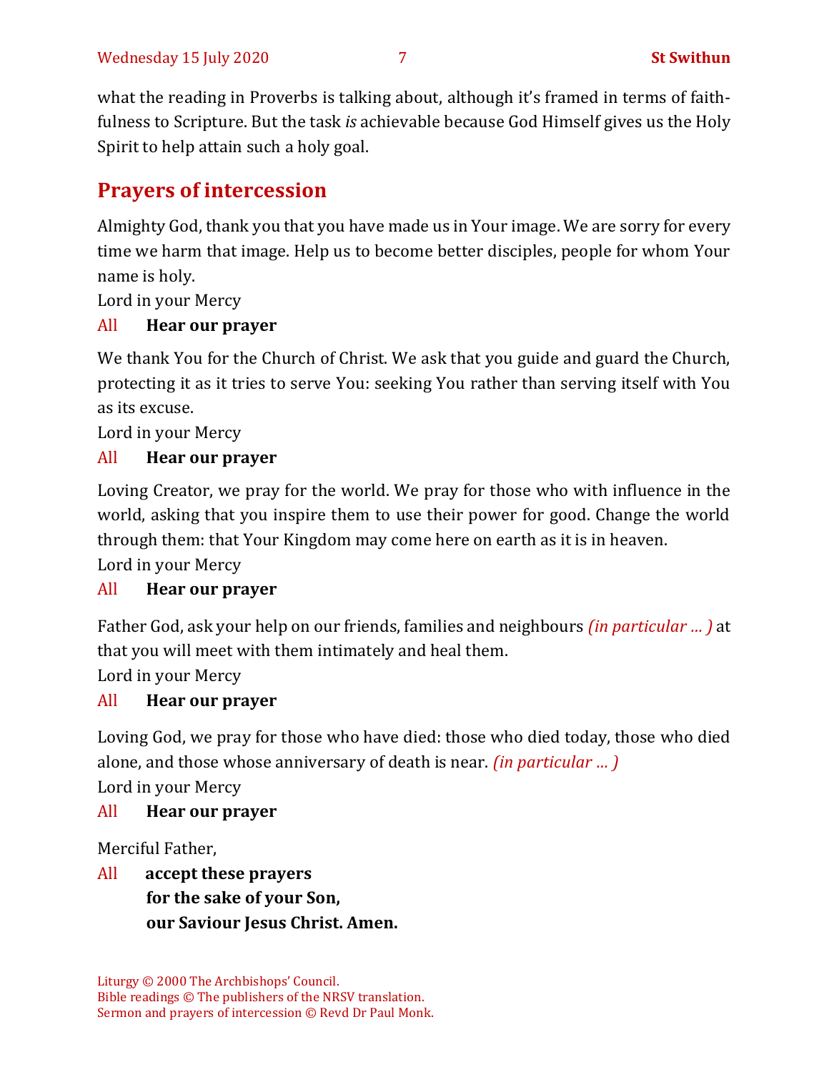what the reading in Proverbs is talking about, although it's framed in terms of faithfulness to Scripture. But the task *is* achievable because God Himself gives us the Holy Spirit to help attain such a holy goal.

## Prayers of intercession

Almighty God, thank you that you have made us in Your image. We are sorry for every time we harm that image. Help us to become better disciples, people for whom Your name is holy.

Lord in your Mercy

All **Hear our prayer**

We thank You for the Church of Christ. We ask that you guide and guard the Church, protecting it as it tries to serve You: seeking You rather than serving itself with You as its excuse.

Lord in your Mercy

All **Hear our prayer**

Loving Creator, we pray for the world. We pray for those who with influence in the world, asking that you inspire them to use their power for good. Change the world through them: that Your Kingdom may come here on earth as it is in heaven.

Lord in your Mercy

All **Hear our prayer**

Father God, ask your help on our friends, families and neighbours *(in particular … )* at that you will meet with them intimately and heal them.

Lord in your Mercy

All **Hear our prayer**

Loving God, we pray for those who have died: those who died today, those who died alone, and those whose anniversary of death is near. *(in particular … )*

Lord in your Mercy

All **Hear our prayer**

Merciful Father,

All **accept these prayers**
**for the sake of your Son,**
**our Saviour Jesus Christ. Amen.**

Liturgy © 2000 The Archbishops' Council.
Bible readings © The publishers of the NRSV translation.
Sermon and prayers of intercession © Revd Dr Paul Monk.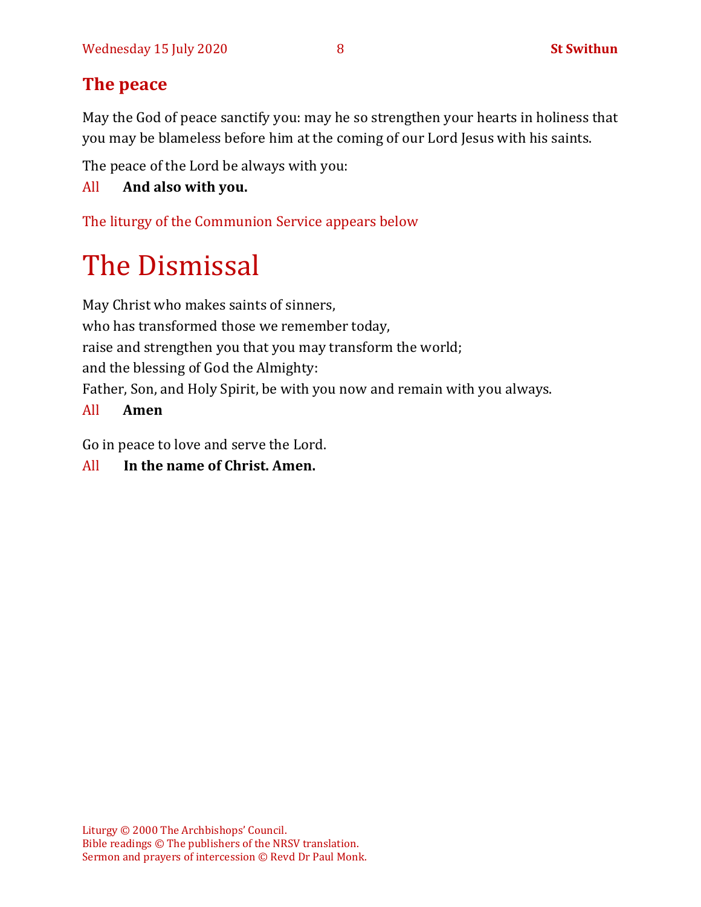## The peace

May the God of peace sanctify you: may he so strengthen your hearts in holiness that you may be blameless before him at the coming of our Lord Jesus with his saints.

The peace of the Lord be always with you:

All **And also with you.**

The liturgy of the Communion Service appears below

# The Dismissal

May Christ who makes saints of sinners,
who has transformed those we remember today,
raise and strengthen you that you may transform the world;
and the blessing of God the Almighty:
Father, Son, and Holy Spirit, be with you now and remain with you always.

All **Amen**

Go in peace to love and serve the Lord.

All **In the name of Christ. Amen.**

Liturgy © 2000 The Archbishops' Council.
Bible readings © The publishers of the NRSV translation.
Sermon and prayers of intercession © Revd Dr Paul Monk.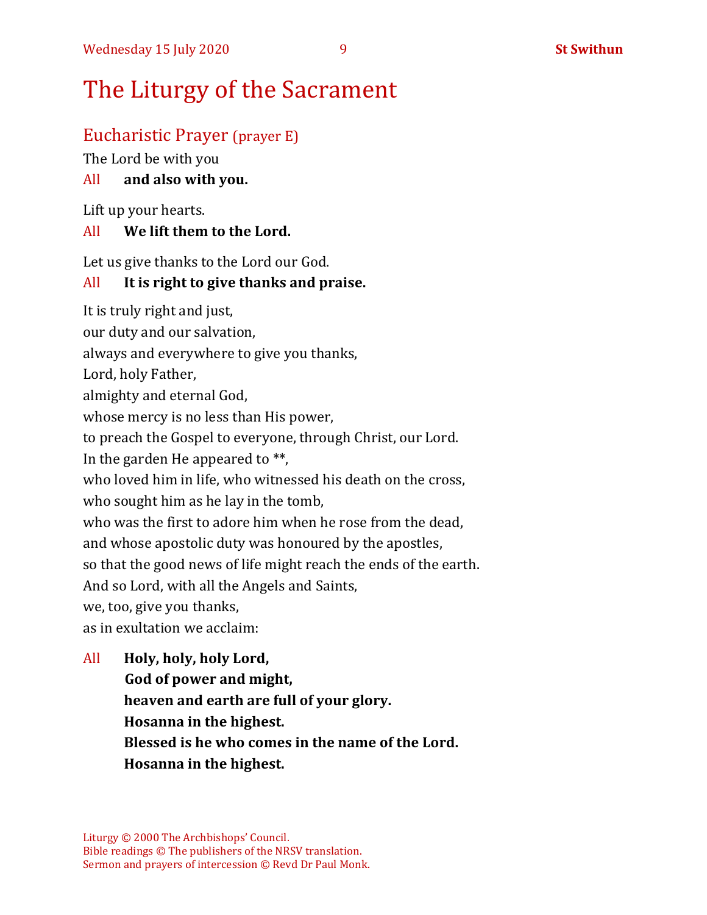# The Liturgy of the Sacrament

## Eucharistic Prayer (prayer E)

The Lord be with you

All **and also with you.**

Lift up your hearts.

All **We lift them to the Lord.**

Let us give thanks to the Lord our God.

All **It is right to give thanks and praise.**

It is truly right and just,
our duty and our salvation,
always and everywhere to give you thanks,
Lord, holy Father,
almighty and eternal God,
whose mercy is no less than His power,
to preach the Gospel to everyone, through Christ, our Lord.
In the garden He appeared to **,
who loved him in life, who witnessed his death on the cross,
who sought him as he lay in the tomb,
who was the first to adore him when he rose from the dead,
and whose apostolic duty was honoured by the apostles,
so that the good news of life might reach the ends of the earth.
And so Lord, with all the Angels and Saints,
we, too, give you thanks,
as in exultation we acclaim:

All **Holy, holy, holy Lord,**
**God of power and might,**
**heaven and earth are full of your glory.**
**Hosanna in the highest.**
**Blessed is he who comes in the name of the Lord.**
**Hosanna in the highest.**

Liturgy © 2000 The Archbishops' Council.
Bible readings © The publishers of the NRSV translation.
Sermon and prayers of intercession © Revd Dr Paul Monk.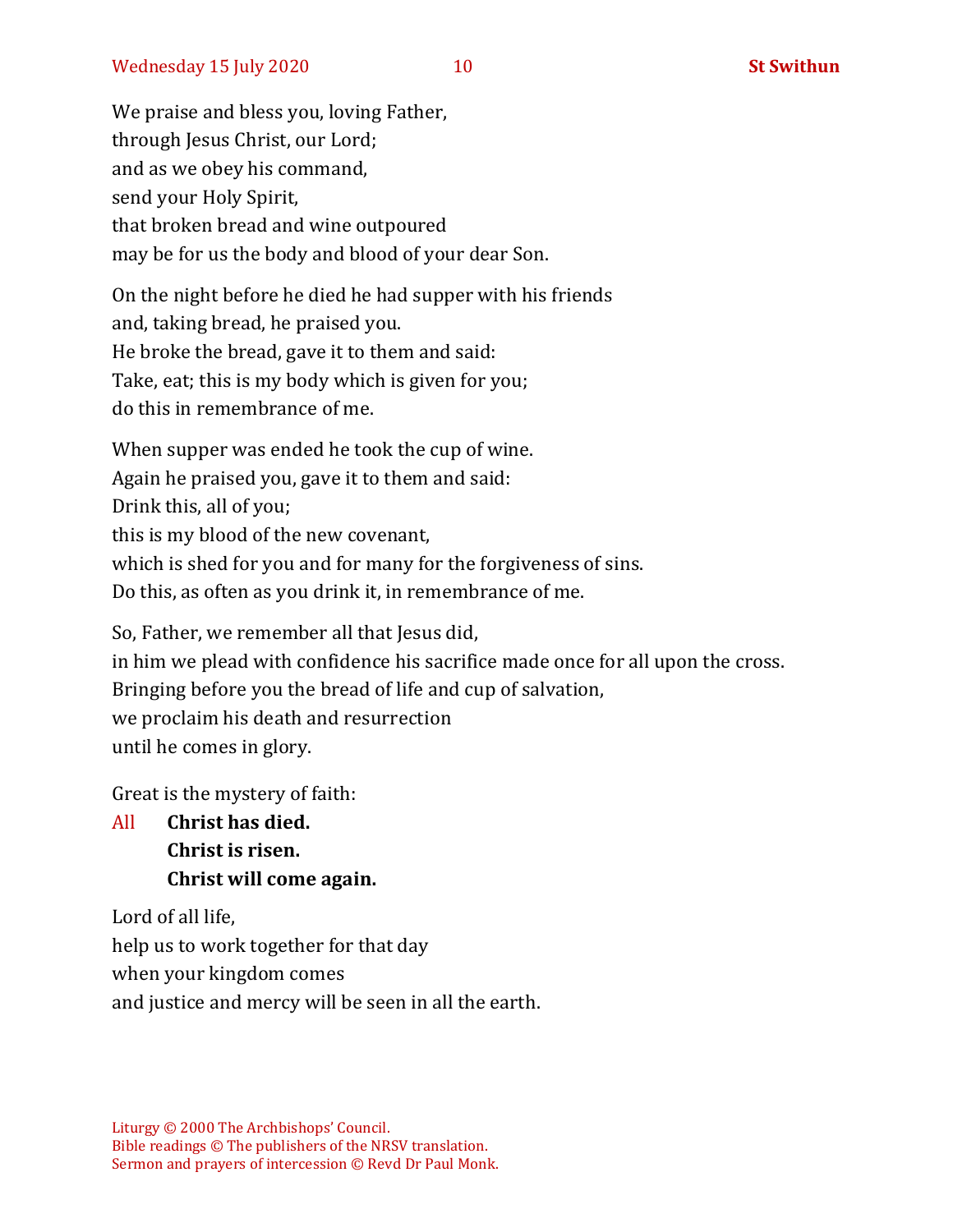We praise and bless you, loving Father,  
through Jesus Christ, our Lord;  
and as we obey his command,  
send your Holy Spirit,  
that broken bread and wine outpoured  
may be for us the body and blood of your dear Son.

On the night before he died he had supper with his friends  
and, taking bread, he praised you.  
He broke the bread, gave it to them and said:  
Take, eat; this is my body which is given for you;  
do this in remembrance of me.

When supper was ended he took the cup of wine.  
Again he praised you, gave it to them and said:  
Drink this, all of you;  
this is my blood of the new covenant,  
which is shed for you and for many for the forgiveness of sins.  
Do this, as often as you drink it, in remembrance of me.

So, Father, we remember all that Jesus did,  
in him we plead with confidence his sacrifice made once for all upon the cross.  
Bringing before you the bread of life and cup of salvation,  
we proclaim his death and resurrection  
until he comes in glory.

Great is the mystery of faith:

All **Christ has died.**  
**Christ is risen.**  
**Christ will come again.**

Lord of all life,  
help us to work together for that day  
when your kingdom comes  
and justice and mercy will be seen in all the earth.

Liturgy © 2000 The Archbishops' Council.  
Bible readings © The publishers of the NRSV translation.  
Sermon and prayers of intercession © Revd Dr Paul Monk.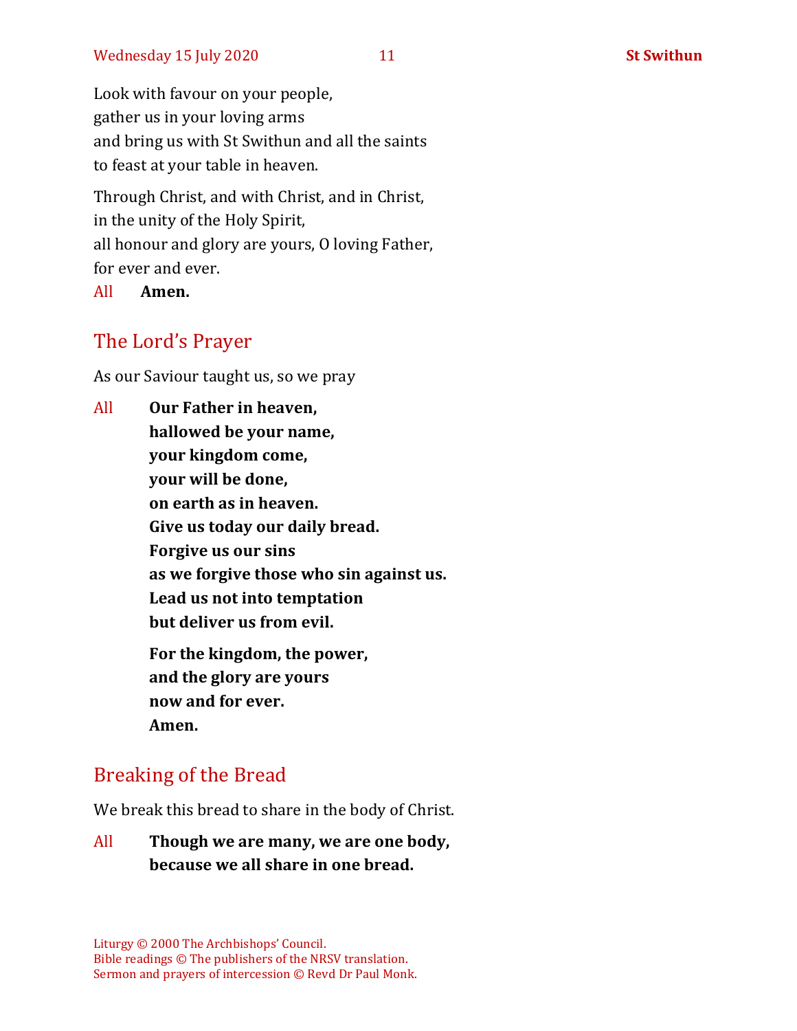Look with favour on your people,
gather us in your loving arms
and bring us with St Swithun and all the saints
to feast at your table in heaven.

Through Christ, and with Christ, and in Christ,
in the unity of the Holy Spirit,
all honour and glory are yours, O loving Father,
for ever and ever.

All **Amen.**

## The Lord's Prayer

As our Saviour taught us, so we pray

All **Our Father in heaven,**
**hallowed be your name,**
**your kingdom come,**
**your will be done,**
**on earth as in heaven.**
**Give us today our daily bread.**
**Forgive us our sins**
**as we forgive those who sin against us.**
**Lead us not into temptation**
**but deliver us from evil.**

**For the kingdom, the power,**
**and the glory are yours**
**now and for ever.**
**Amen.**

## Breaking of the Bread

We break this bread to share in the body of Christ.

All **Though we are many, we are one body,**
**because we all share in one bread.**

Liturgy © 2000 The Archbishops' Council.
Bible readings © The publishers of the NRSV translation.
Sermon and prayers of intercession © Revd Dr Paul Monk.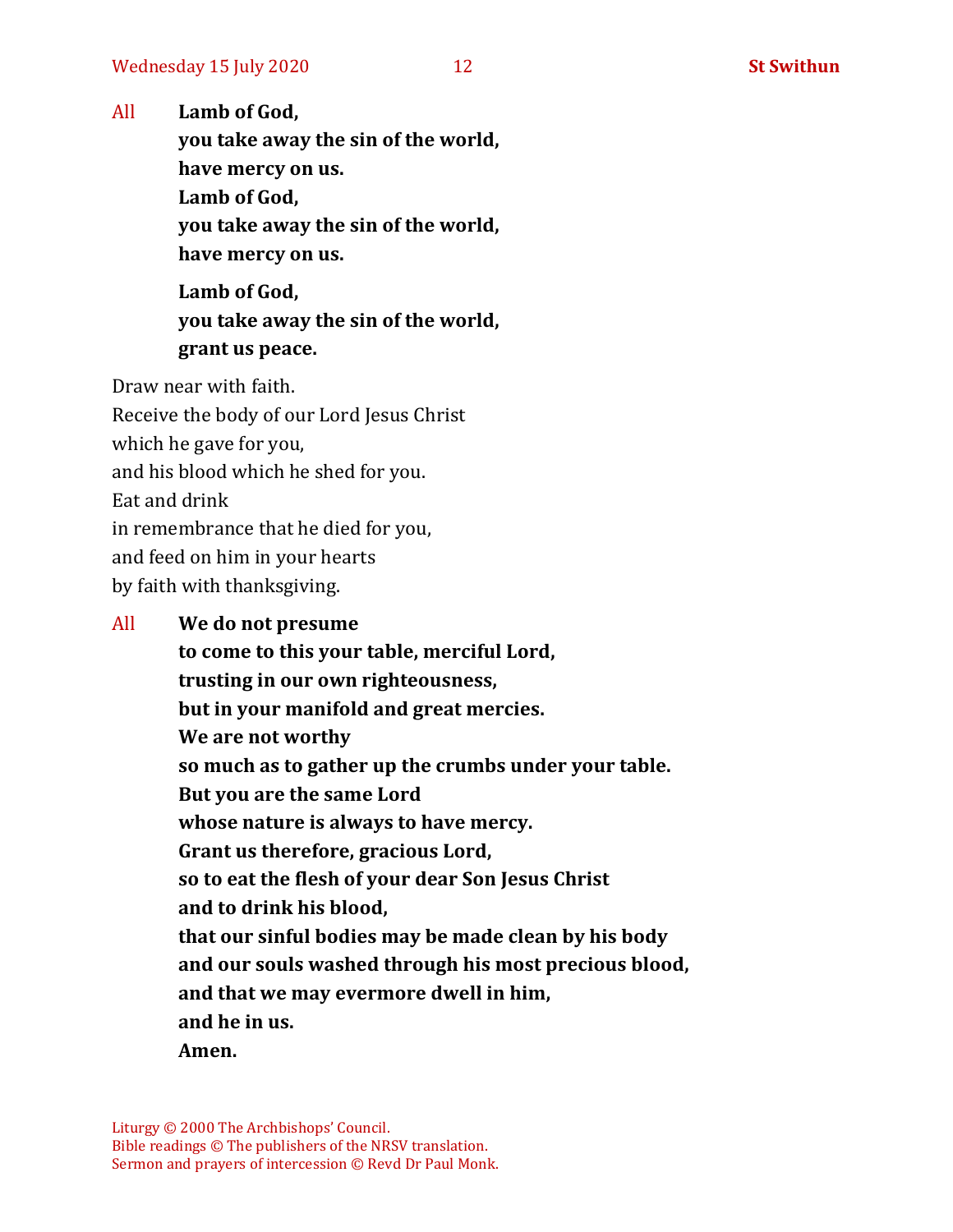All **Lamb of God,**
**you take away the sin of the world,**
**have mercy on us.**
**Lamb of God,**
**you take away the sin of the world,**
**have mercy on us.**

**Lamb of God,**
**you take away the sin of the world,**
**grant us peace.**

Draw near with faith.
Receive the body of our Lord Jesus Christ
which he gave for you,
and his blood which he shed for you.
Eat and drink
in remembrance that he died for you,
and feed on him in your hearts
by faith with thanksgiving.

All **We do not presume**
**to come to this your table, merciful Lord,**
**trusting in our own righteousness,**
**but in your manifold and great mercies.**
**We are not worthy**
**so much as to gather up the crumbs under your table.**
**But you are the same Lord**
**whose nature is always to have mercy.**
**Grant us therefore, gracious Lord,**
**so to eat the flesh of your dear Son Jesus Christ**
**and to drink his blood,**
**that our sinful bodies may be made clean by his body**
**and our souls washed through his most precious blood,**
**and that we may evermore dwell in him,**
**and he in us.**
**Amen.**

Liturgy © 2000 The Archbishops' Council.
Bible readings © The publishers of the NRSV translation.
Sermon and prayers of intercession © Revd Dr Paul Monk.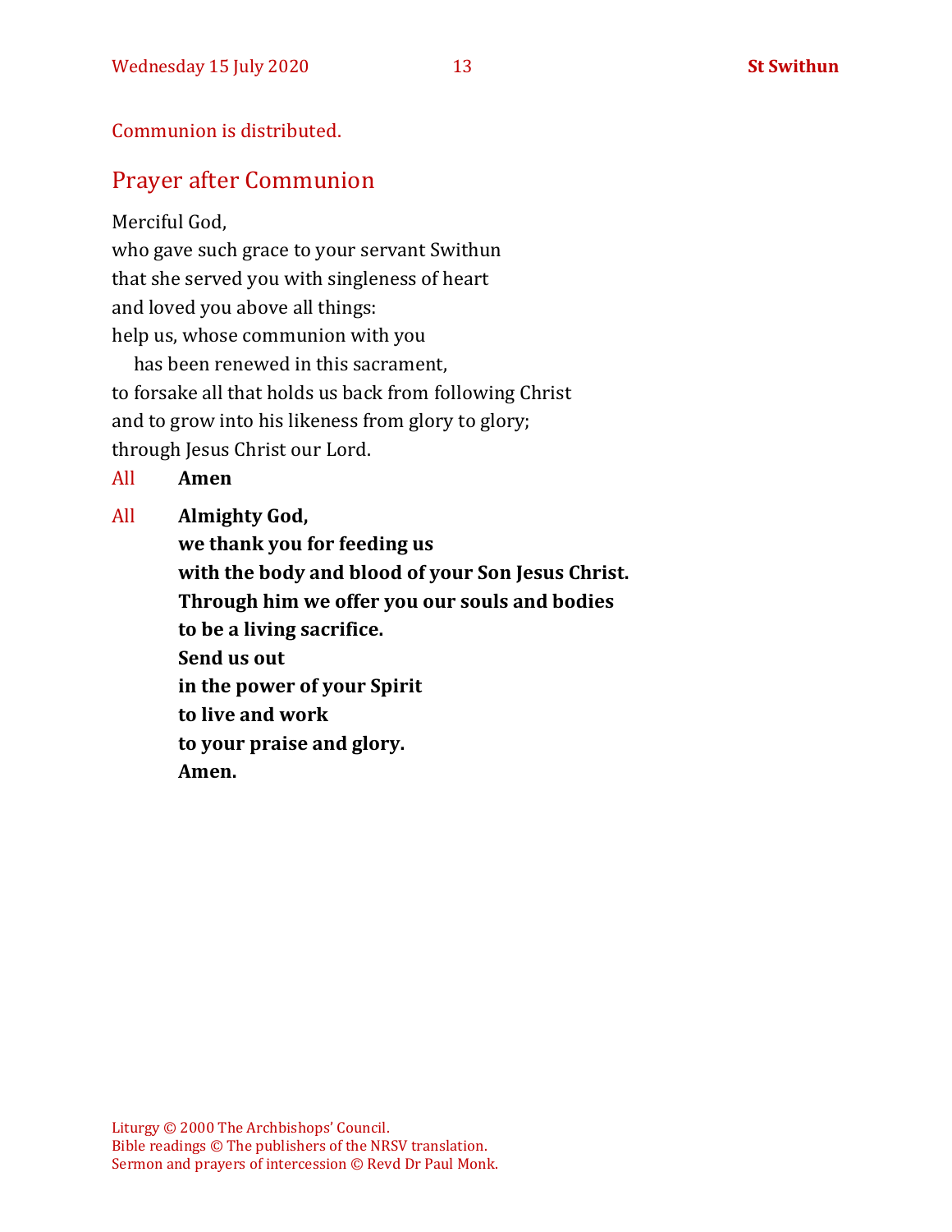Communion is distributed.

## Prayer after Communion

Merciful God,
who gave such grace to your servant Swithun
that she served you with singleness of heart
and loved you above all things:
help us, whose communion with you
  has been renewed in this sacrament,
to forsake all that holds us back from following Christ
and to grow into his likeness from glory to glory;
through Jesus Christ our Lord.

All **Amen**

All **Almighty God,**
**we thank you for feeding us**
**with the body and blood of your Son Jesus Christ.**
**Through him we offer you our souls and bodies**
**to be a living sacrifice.**
**Send us out**
**in the power of your Spirit**
**to live and work**
**to your praise and glory.**
**Amen.**

Liturgy © 2000 The Archbishops' Council.
Bible readings © The publishers of the NRSV translation.
Sermon and prayers of intercession © Revd Dr Paul Monk.